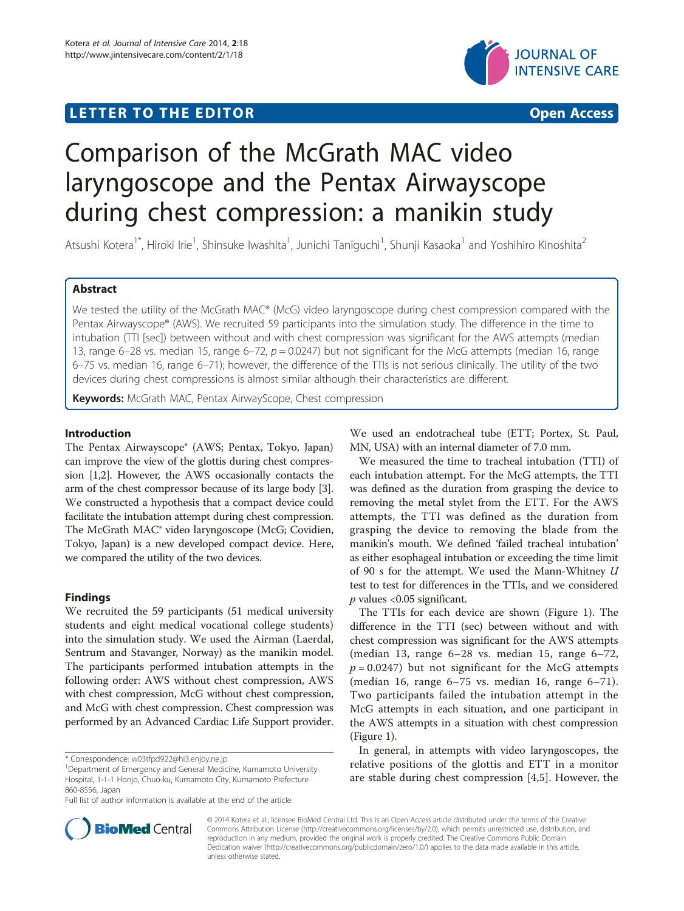LETTER TO THE EDITOR Open Access

# Comparison of the McGrath MAC video laryngoscope and the Pentax Airwayscope during chest compression: a manikin study

Atsushi Kotera[1*], Hiroki Irie[1], Shinsuke Iwashita[1], Junichi Taniguchi[1], Shunji Kasaoka[1] and Yoshihiro Kinoshita[2]

## Abstract

We tested the utility of the McGrath MAC® (McG) video laryngoscope during chest compression compared with the Pentax Airwayscope® (AWS). We recruited 59 participants into the simulation study. The difference in the time to intubation (TTI [sec]) between without and with chest compression was significant for the AWS attempts (median 13, range 6–28 vs. median 15, range 6–72, $p = 0.0247$) but not significant for the McG attempts (median 16, range 6–75 vs. median 16, range 6–71); however, the difference of the TTIs is not serious clinically. The utility of the two devices during chest compressions is almost similar although their characteristics are different.

**Keywords:** McGrath MAC, Pentax AirwayScope, Chest compression

## Introduction

The Pentax Airwayscope® (AWS; Pentax, Tokyo, Japan) can improve the view of the glottis during chest compression [1,2]. However, the AWS occasionally contacts the arm of the chest compressor because of its large body [3]. We constructed a hypothesis that a compact device could facilitate the intubation attempt during chest compression. The McGrath MAC® video laryngoscope (McG; Covidien, Tokyo, Japan) is a new developed compact device. Here, we compared the utility of the two devices.

## Findings

We recruited the 59 participants (51 medical university students and eight medical vocational college students) into the simulation study. We used the Airman (Laerdal, Sentrum and Stavanger, Norway) as the manikin model. The participants performed intubation attempts in the following order: AWS without chest compression, AWS with chest compression, McG without chest compression, and McG with chest compression. Chest compression was performed by an Advanced Cardiac Life Support provider. We used an endotracheal tube (ETT; Portex, St. Paul, MN, USA) with an internal diameter of 7.0 mm.

We measured the time to tracheal intubation (TTI) of each intubation attempt. For the McG attempts, the TTI was defined as the duration from grasping the device to removing the metal stylet from the ETT. For the AWS attempts, the TTI was defined as the duration from grasping the device to removing the blade from the manikin's mouth. We defined 'failed tracheal intubation' as either esophageal intubation or exceeding the time limit of 90 s for the attempt. We used the Mann-Whitney *U* test to test for differences in the TTIs, and we considered $p$ values <0.05 significant.

The TTIs for each device are shown (Figure 1). The difference in the TTI (sec) between without and with chest compression was significant for the AWS attempts (median 13, range 6–28 vs. median 15, range 6–72, $p = 0.0247$) but not significant for the McG attempts (median 16, range 6–75 vs. median 16, range 6–71). Two participants failed the intubation attempt in the McG attempts in each situation, and one participant in the AWS attempts in a situation with chest compression (Figure 1).

In general, in attempts with video laryngoscopes, the relative positions of the glottis and ETT in a monitor are stable during chest compression [4,5]. However, the

\* Correspondence: w03tfpd922@hi3.enjoy.ne.jp

[1]Department of Emergency and General Medicine, Kumamoto University Hospital, 1-1-1 Honjo, Chuo-ku, Kumamoto City, Kumamoto Prefecture 860-8556, Japan

Full list of author information is available at the end of the article

© 2014 Kotera et al.; licensee BioMed Central Ltd. This is an Open Access article distributed under the terms of the Creative Commons Attribution License (http://creativecommons.org/licenses/by/2.0), which permits unrestricted use, distribution, and reproduction in any medium, provided the original work is properly credited. The Creative Commons Public Domain Dedication waiver (http://creativecommons.org/publicdomain/zero/1.0/) applies to the data made available in this article, unless otherwise stated.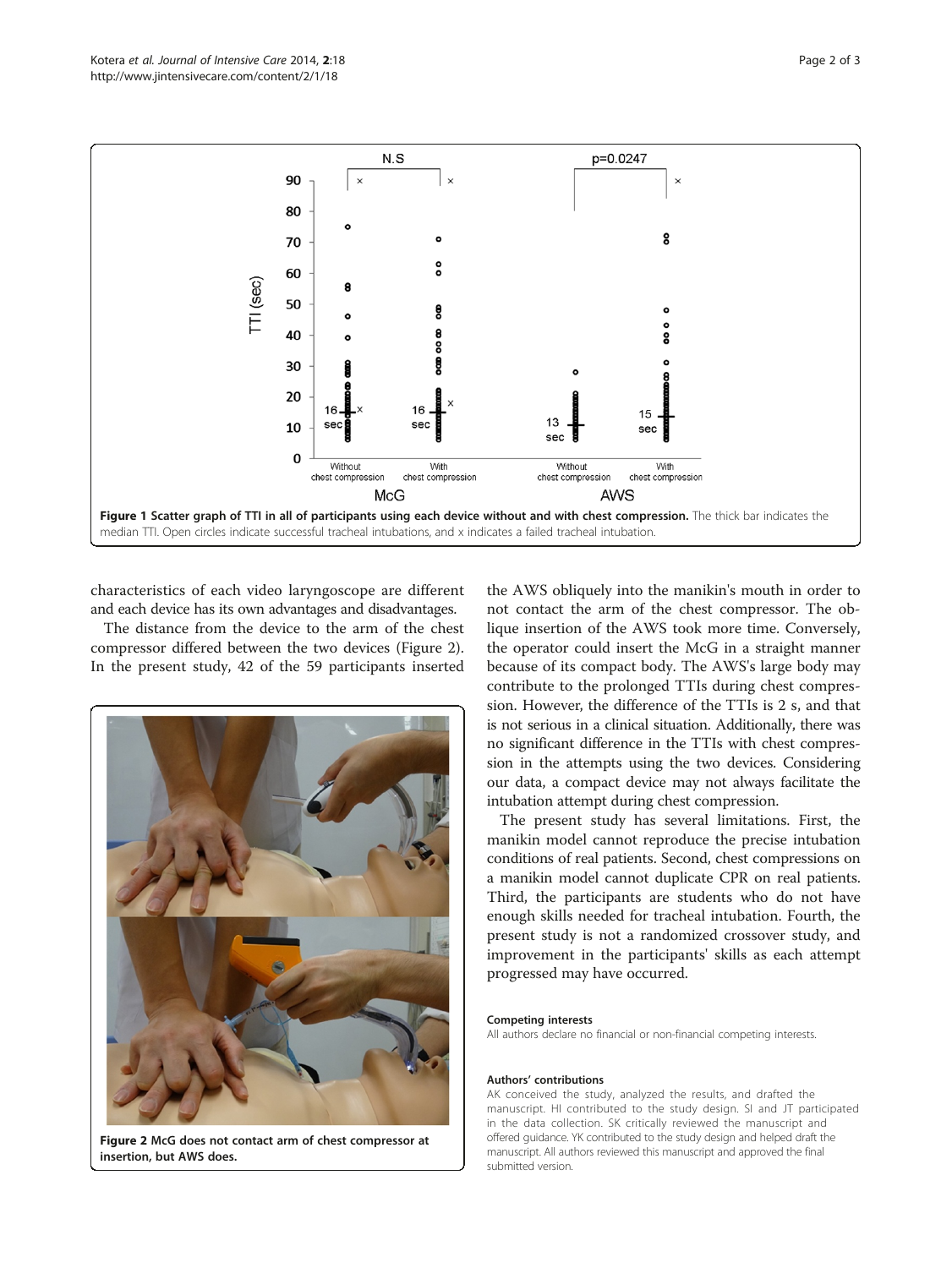N.S

p=0.0247

90

80

70

60

50

40

30

20

10

0

TTI (sec)

16 sec

16 sec

13 sec

15 sec

Without chest compression

With chest compression

Without chest compression

With chest compression

McG

AWS

**Figure 1 Scatter graph of TTI in all of participants using each device without and with chest compression.** The thick bar indicates the median TTI. Open circles indicate successful tracheal intubations, and x indicates a failed tracheal intubation.

characteristics of each video laryngoscope are different and each device has its own advantages and disadvantages.

The distance from the device to the arm of the chest compressor differed between the two devices (Figure 2). In the present study, 42 of the 59 participants inserted the AWS obliquely into the manikin's mouth in order to not contact the arm of the chest compressor. The oblique insertion of the AWS took more time. Conversely, the operator could insert the McG in a straight manner because of its compact body. The AWS's large body may contribute to the prolonged TTIs during chest compression. However, the difference of the TTIs is 2 s, and that is not serious in a clinical situation. Additionally, there was no significant difference in the TTIs with chest compression in the attempts using the two devices. Considering our data, a compact device may not always facilitate the intubation attempt during chest compression.

**Figure 2 McG does not contact arm of chest compressor at insertion, but AWS does.**

The present study has several limitations. First, the manikin model cannot reproduce the precise intubation conditions of real patients. Second, chest compressions on a manikin model cannot duplicate CPR on real patients. Third, the participants are students who do not have enough skills needed for tracheal intubation. Fourth, the present study is not a randomized crossover study, and improvement in the participants' skills as each attempt progressed may have occurred.

#### Competing interests

All authors declare no financial or non-financial competing interests.

#### Authors' contributions

AK conceived the study, analyzed the results, and drafted the manuscript. HI contributed to the study design. SI and JT participated in the data collection. SK critically reviewed the manuscript and offered guidance. YK contributed to the study design and helped draft the manuscript. All authors reviewed this manuscript and approved the final submitted version.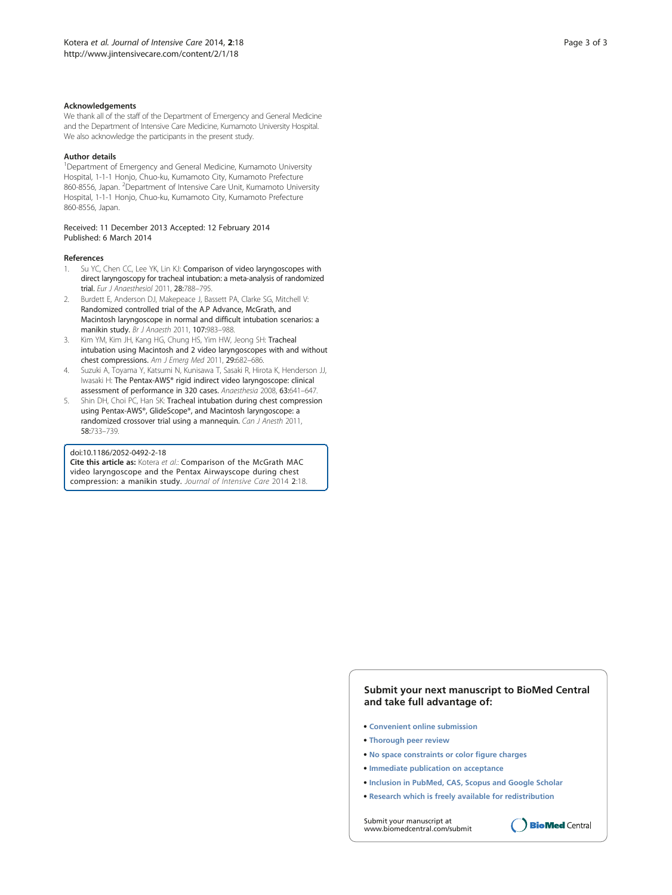### Acknowledgements

We thank all of the staff of the Department of Emergency and General Medicine and the Department of Intensive Care Medicine, Kumamoto University Hospital. We also acknowledge the participants in the present study.

### Author details

[1]Department of Emergency and General Medicine, Kumamoto University Hospital, 1-1-1 Honjo, Chuo-ku, Kumamoto City, Kumamoto Prefecture 860-8556, Japan. [2]Department of Intensive Care Unit, Kumamoto University Hospital, 1-1-1 Honjo, Chuo-ku, Kumamoto City, Kumamoto Prefecture 860-8556, Japan.

Received: 11 December 2013 Accepted: 12 February 2014
Published: 6 March 2014

### References

1. Su YC, Chen CC, Lee YK, Lin KJ: **Comparison of video laryngoscopes with direct laryngoscopy for tracheal intubation: a meta-analysis of randomized trial.** *Eur J Anaesthesiol* 2011, **28:**788–795.
2. Burdett E, Anderson DJ, Makepeace J, Bassett PA, Clarke SG, Mitchell V: **Randomized controlled trial of the A.P Advance, McGrath, and Macintosh laryngoscope in normal and difficult intubation scenarios: a manikin study.** *Br J Anaesth* 2011, **107:**983–988.
3. Kim YM, Kim JH, Kang HG, Chung HS, Yim HW, Jeong SH: **Tracheal intubation using Macintosh and 2 video laryngoscopes with and without chest compressions.** *Am J Emerg Med* 2011, **29:**682–686.
4. Suzuki A, Toyama Y, Katsumi N, Kunisawa T, Sasaki R, Hirota K, Henderson JJ, Iwasaki H: **The Pentax-AWS® rigid indirect video laryngoscope: clinical assessment of performance in 320 cases.** *Anaesthesia* 2008, **63:**641–647.
5. Shin DH, Choi PC, Han SK: **Tracheal intubation during chest compression using Pentax-AWS®, GlideScope®, and Macintosh laryngoscope: a randomized crossover trial using a mannequin.** *Can J Anesth* 2011, **58:**733–739.

doi:10.1186/2052-0492-2-18
**Cite this article as:** Kotera *et al.*: Comparison of the McGrath MAC video laryngoscope and the Pentax Airwayscope during chest compression: a manikin study. *Journal of Intensive Care* 2014 **2**:18.

**Submit your next manuscript to BioMed Central and take full advantage of:**

- **Convenient online submission**
- **Thorough peer review**
- **No space constraints or color figure charges**
- **Immediate publication on acceptance**
- **Inclusion in PubMed, CAS, Scopus and Google Scholar**
- **Research which is freely available for redistribution**

Submit your manuscript at
www.biomedcentral.com/submit

BioMed Central